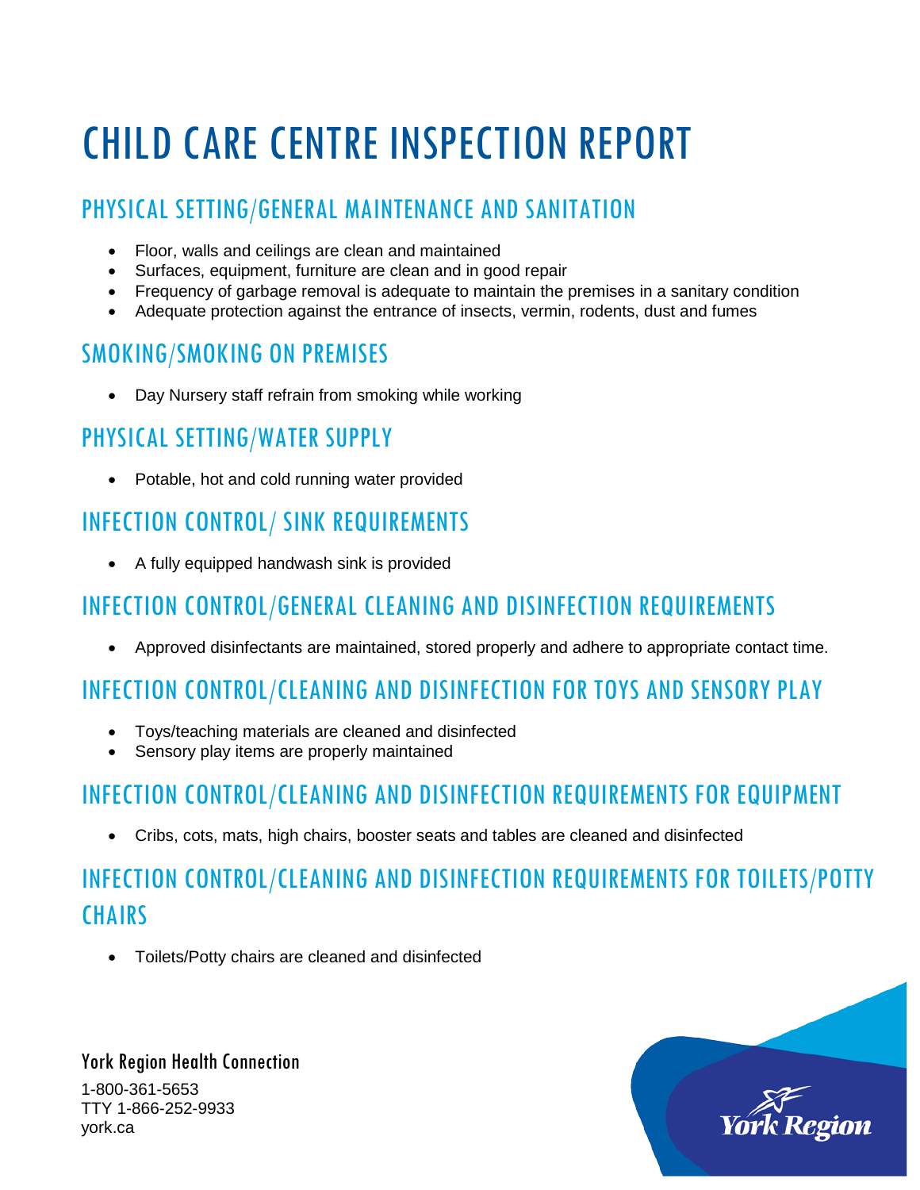# CHILD CARE CENTRE INSPECTION REPORT

## PHYSICAL SETTING/GENERAL MAINTENANCE AND SANITATION

- Floor, walls and ceilings are clean and maintained
- Surfaces, equipment, furniture are clean and in good repair
- Frequency of garbage removal is adequate to maintain the premises in a sanitary condition
- Adequate protection against the entrance of insects, vermin, rodents, dust and fumes

## SMOKING/SMOKING ON PREMISES

- Day Nursery staff refrain from smoking while working

## PHYSICAL SETTING/WATER SUPPLY

- Potable, hot and cold running water provided

## INFECTION CONTROL/ SINK REQUIREMENTS

- A fully equipped handwash sink is provided

## INFECTION CONTROL/GENERAL CLEANING AND DISINFECTION REQUIREMENTS

- Approved disinfectants are maintained, stored properly and adhere to appropriate contact time.

## INFECTION CONTROL/CLEANING AND DISINFECTION FOR TOYS AND SENSORY PLAY

- Toys/teaching materials are cleaned and disinfected
- Sensory play items are properly maintained

## INFECTION CONTROL/CLEANING AND DISINFECTION REQUIREMENTS FOR EQUIPMENT

- Cribs, cots, mats, high chairs, booster seats and tables are cleaned and disinfected

## INFECTION CONTROL/CLEANING AND DISINFECTION REQUIREMENTS FOR TOILETS/POTTY CHAIRS

- Toilets/Potty chairs are cleaned and disinfected

York Region Health Connection

1-800-361-5653
TTY 1-866-252-9933
york.ca

York Region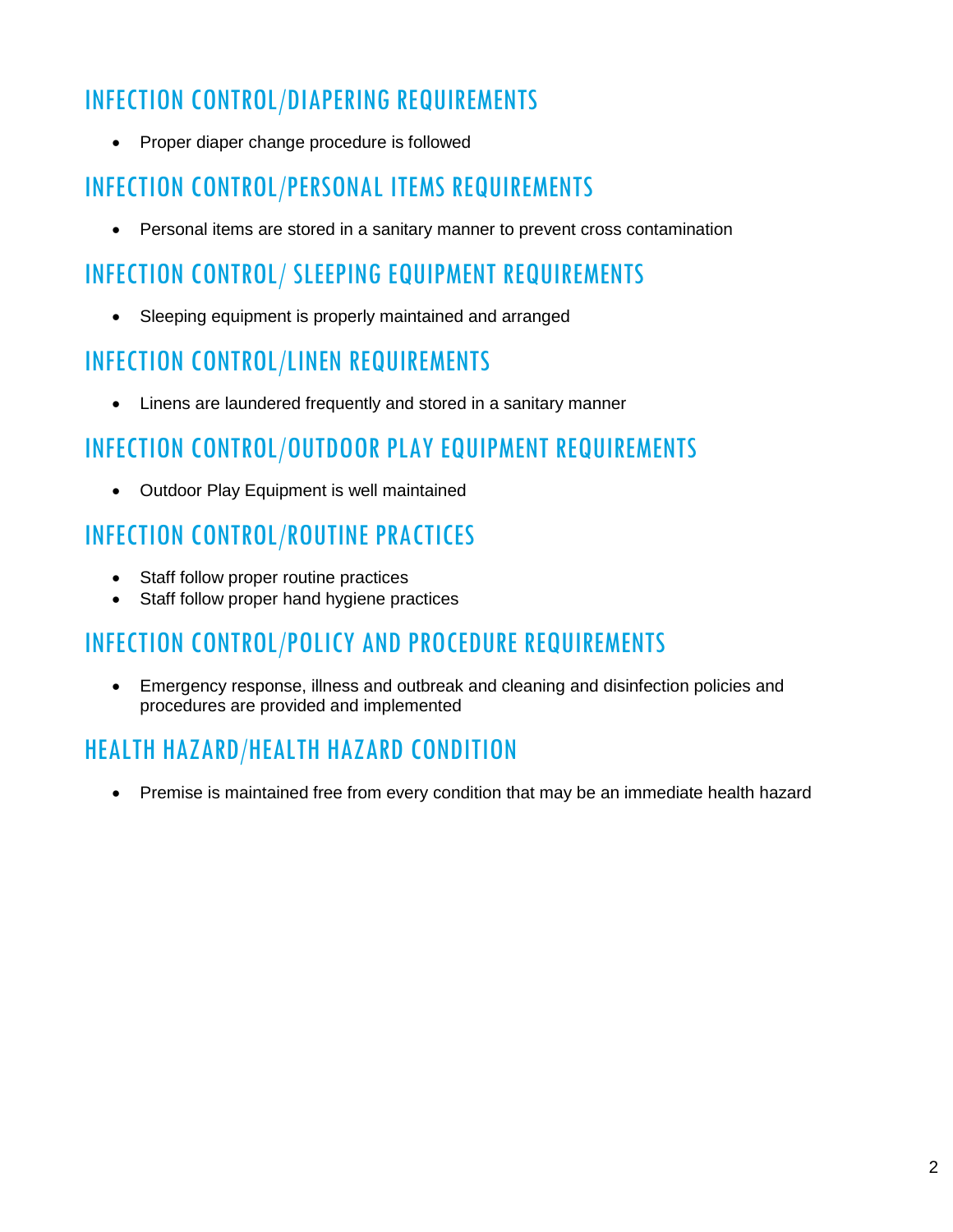## INFECTION CONTROL/DIAPERING REQUIREMENTS

- Proper diaper change procedure is followed

## INFECTION CONTROL/PERSONAL ITEMS REQUIREMENTS

- Personal items are stored in a sanitary manner to prevent cross contamination

## INFECTION CONTROL/ SLEEPING EQUIPMENT REQUIREMENTS

- Sleeping equipment is properly maintained and arranged

## INFECTION CONTROL/LINEN REQUIREMENTS

- Linens are laundered frequently and stored in a sanitary manner

## INFECTION CONTROL/OUTDOOR PLAY EQUIPMENT REQUIREMENTS

- Outdoor Play Equipment is well maintained

## INFECTION CONTROL/ROUTINE PRACTICES

- Staff follow proper routine practices
- Staff follow proper hand hygiene practices

## INFECTION CONTROL/POLICY AND PROCEDURE REQUIREMENTS

- Emergency response, illness and outbreak and cleaning and disinfection policies and procedures are provided and implemented

## HEALTH HAZARD/HEALTH HAZARD CONDITION

- Premise is maintained free from every condition that may be an immediate health hazard